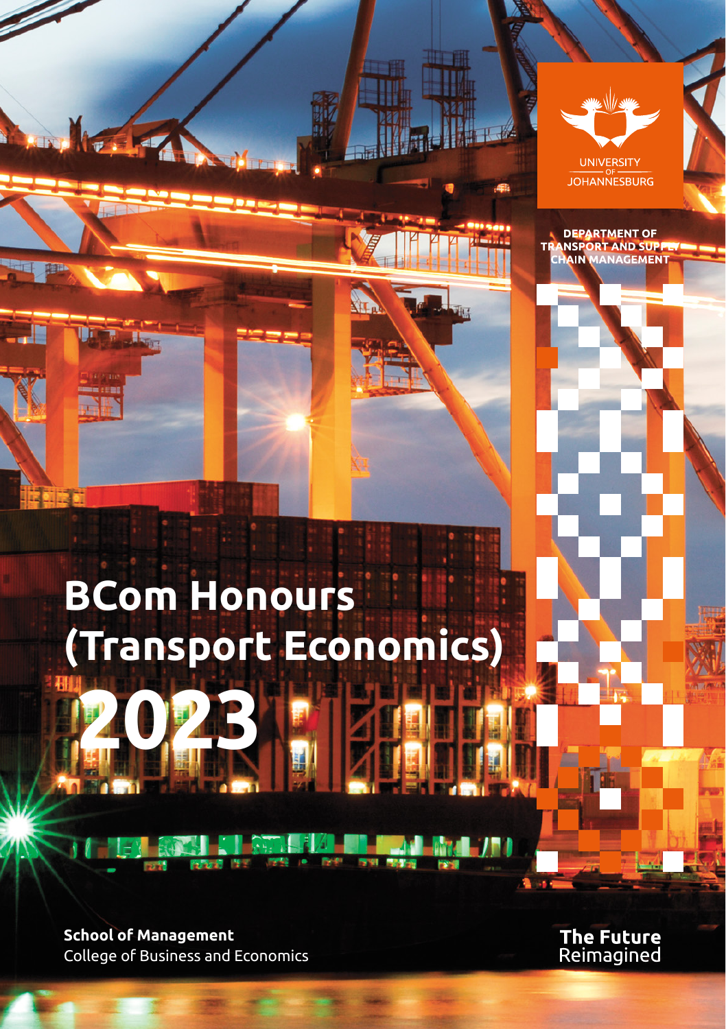UNIVERSITY OF JOHANNESBURG

DEPARTMENT OF TRANSPORT AND SUPPLY CHAIN MANAGEMENT

# BCom Honours (Transport Economics)

# 2023

**School of Management**
College of Business and Economics

**The Future**
Reimagined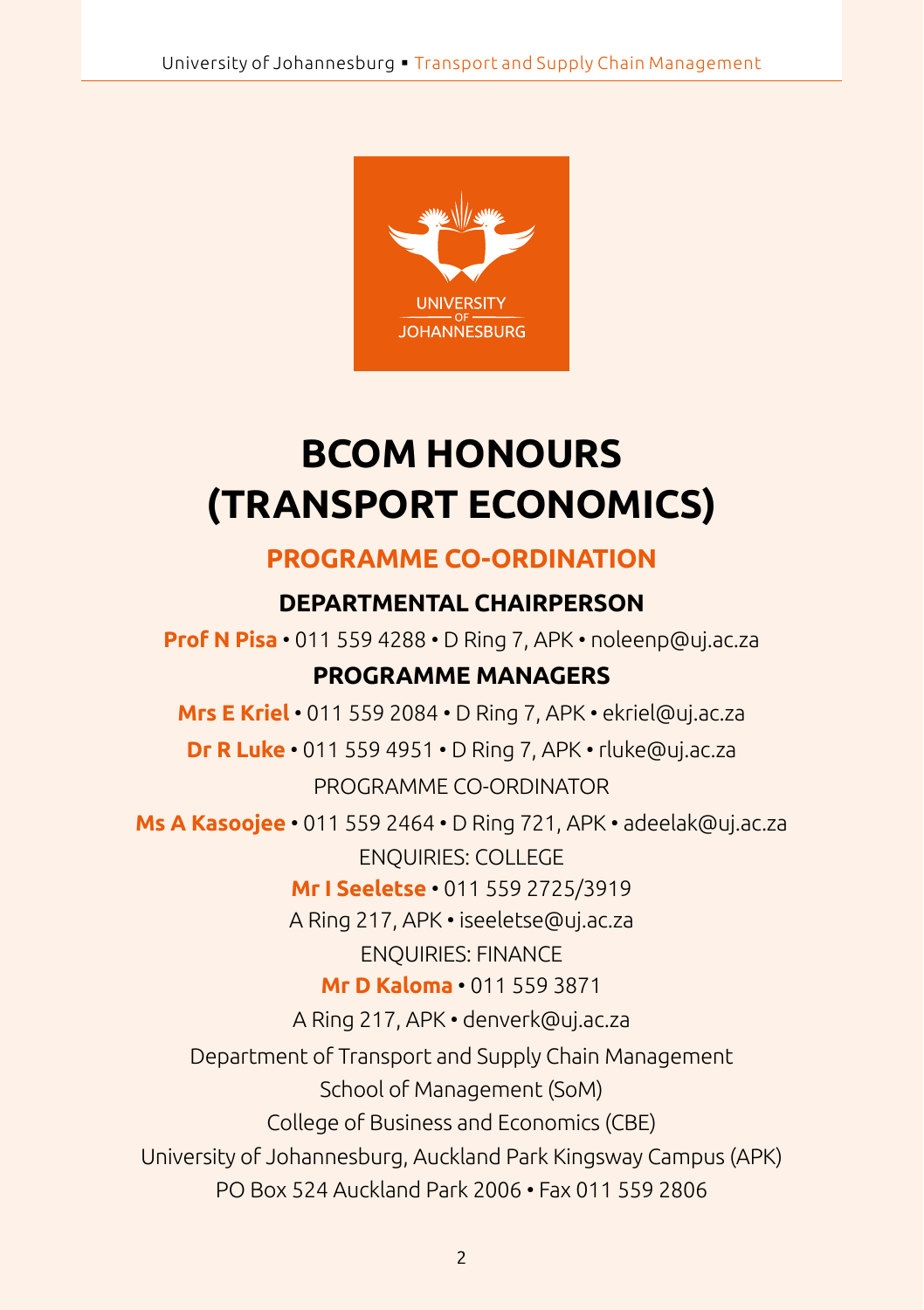# BCOM HONOURS (TRANSPORT ECONOMICS)

## PROGRAMME CO-ORDINATION

### DEPARTMENTAL CHAIRPERSON

**Prof N Pisa** • 011 559 4288 • D Ring 7, APK • noleenp@uj.ac.za

### PROGRAMME MANAGERS

**Mrs E Kriel** • 011 559 2084 • D Ring 7, APK • ekriel@uj.ac.za

**Dr R Luke** • 011 559 4951 • D Ring 7, APK • rluke@uj.ac.za

PROGRAMME CO-ORDINATOR

**Ms A Kasoojee** • 011 559 2464 • D Ring 721, APK • adeelak@uj.ac.za

ENQUIRIES: COLLEGE

**Mr I Seeletse** • 011 559 2725/3919

A Ring 217, APK • iseeletse@uj.ac.za

ENQUIRIES: FINANCE

**Mr D Kaloma** • 011 559 3871

A Ring 217, APK • denverk@uj.ac.za

Department of Transport and Supply Chain Management

School of Management (SoM)

College of Business and Economics (CBE)

University of Johannesburg, Auckland Park Kingsway Campus (APK)

PO Box 524 Auckland Park 2006 • Fax 011 559 2806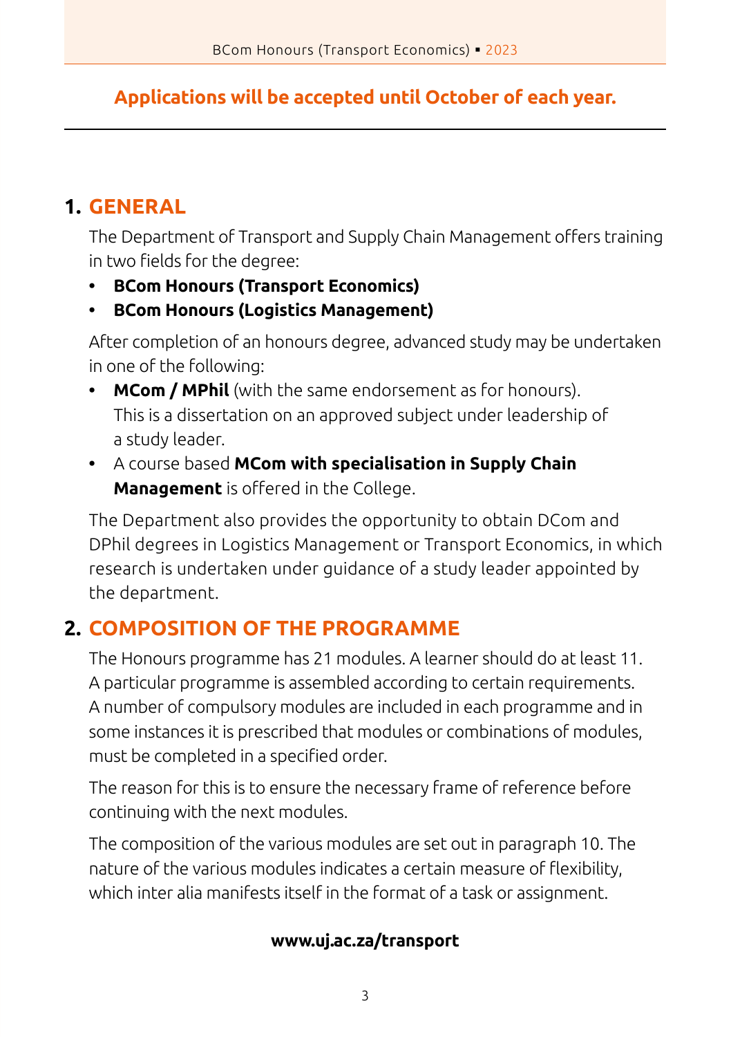**Applications will be accepted until October of each year.**

---

## 1. GENERAL

The Department of Transport and Supply Chain Management offers training in two fields for the degree:

- **BCom Honours (Transport Economics)**
- **BCom Honours (Logistics Management)**

After completion of an honours degree, advanced study may be undertaken in one of the following:

- **MCom / MPhil** (with the same endorsement as for honours). This is a dissertation on an approved subject under leadership of a study leader.
- A course based **MCom with specialisation in Supply Chain Management** is offered in the College.

The Department also provides the opportunity to obtain DCom and DPhil degrees in Logistics Management or Transport Economics, in which research is undertaken under guidance of a study leader appointed by the department.

## 2. COMPOSITION OF THE PROGRAMME

The Honours programme has 21 modules. A learner should do at least 11. A particular programme is assembled according to certain requirements. A number of compulsory modules are included in each programme and in some instances it is prescribed that modules or combinations of modules, must be completed in a specified order.

The reason for this is to ensure the necessary frame of reference before continuing with the next modules.

The composition of the various modules are set out in paragraph 10. The nature of the various modules indicates a certain measure of flexibility, which inter alia manifests itself in the format of a task or assignment.

**www.uj.ac.za/transport**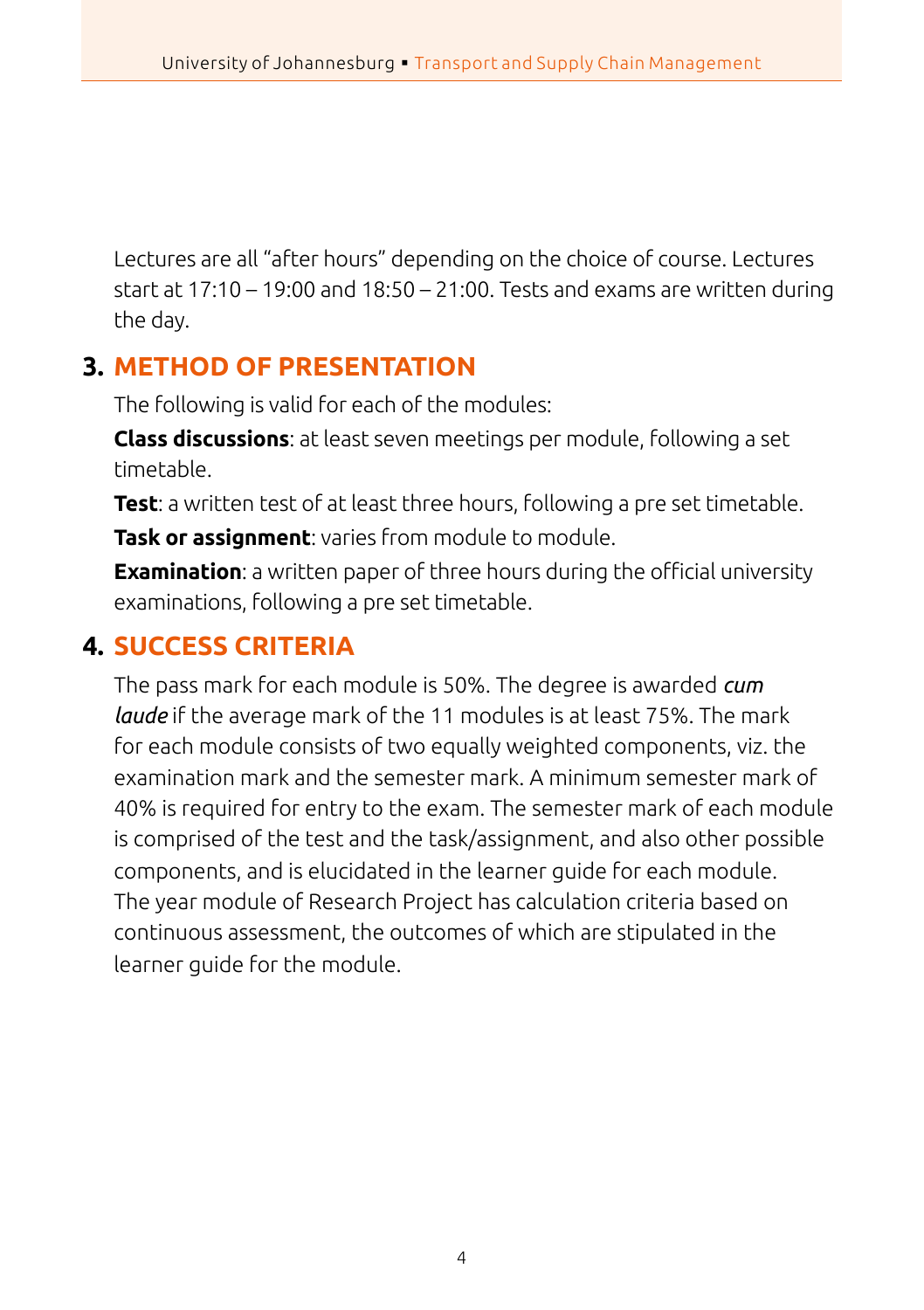Lectures are all "after hours" depending on the choice of course. Lectures start at 17:10 – 19:00 and 18:50 – 21:00. Tests and exams are written during the day.

## 3. METHOD OF PRESENTATION

The following is valid for each of the modules:

**Class discussions**: at least seven meetings per module, following a set timetable.

**Test**: a written test of at least three hours, following a pre set timetable.

**Task or assignment**: varies from module to module.

**Examination**: a written paper of three hours during the official university examinations, following a pre set timetable.

## 4. SUCCESS CRITERIA

The pass mark for each module is 50%. The degree is awarded *cum laude* if the average mark of the 11 modules is at least 75%. The mark for each module consists of two equally weighted components, viz. the examination mark and the semester mark. A minimum semester mark of 40% is required for entry to the exam. The semester mark of each module is comprised of the test and the task/assignment, and also other possible components, and is elucidated in the learner guide for each module. The year module of Research Project has calculation criteria based on continuous assessment, the outcomes of which are stipulated in the learner guide for the module.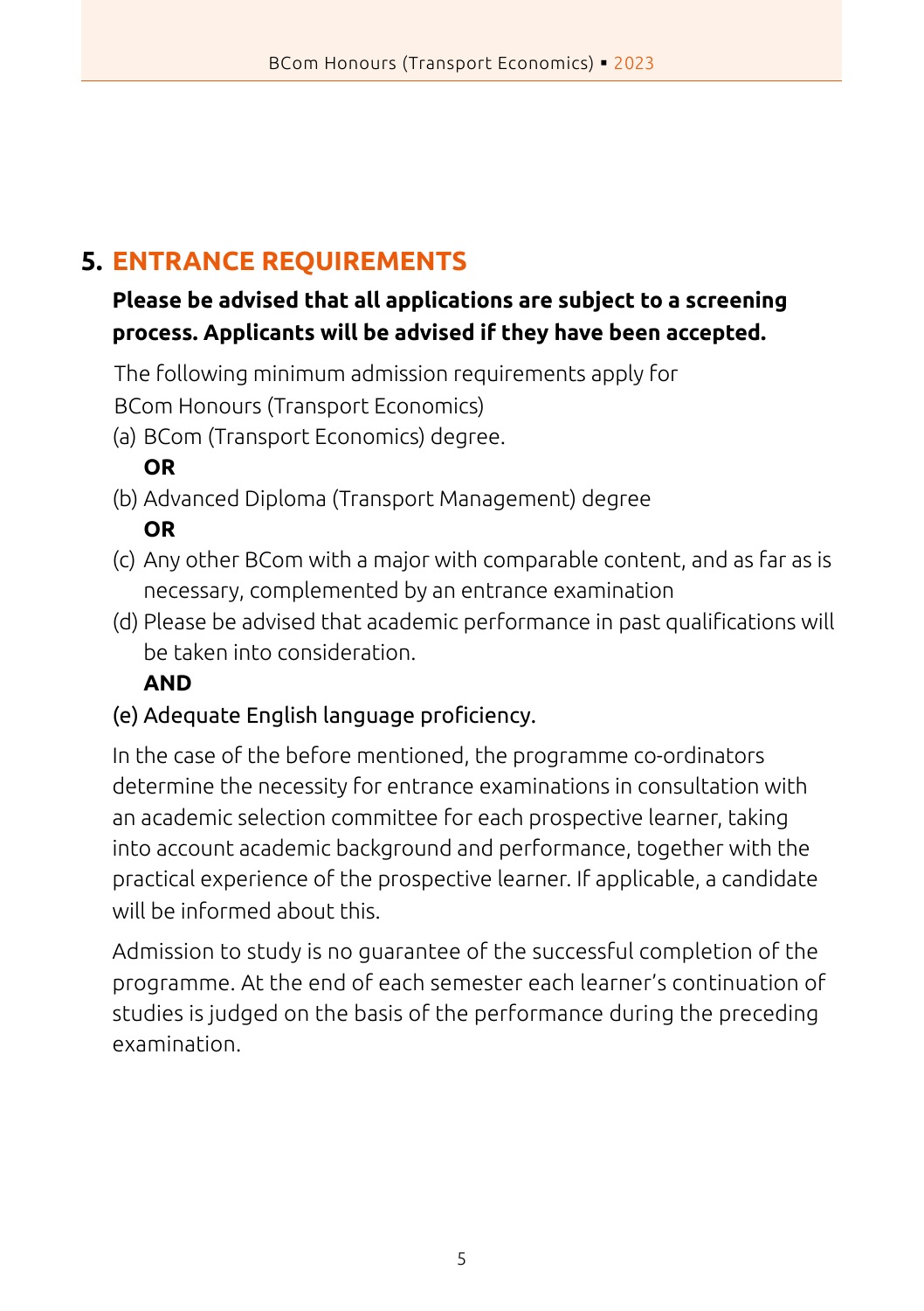## 5. ENTRANCE REQUIREMENTS

**Please be advised that all applications are subject to a screening process. Applicants will be advised if they have been accepted.**

The following minimum admission requirements apply for BCom Honours (Transport Economics)

(a) BCom (Transport Economics) degree.

**OR**

(b) Advanced Diploma (Transport Management) degree

**OR**

(c) Any other BCom with a major with comparable content, and as far as is necessary, complemented by an entrance examination

(d) Please be advised that academic performance in past qualifications will be taken into consideration.

**AND**

(e) Adequate English language proficiency.

In the case of the before mentioned, the programme co-ordinators determine the necessity for entrance examinations in consultation with an academic selection committee for each prospective learner, taking into account academic background and performance, together with the practical experience of the prospective learner. If applicable, a candidate will be informed about this.

Admission to study is no guarantee of the successful completion of the programme. At the end of each semester each learner's continuation of studies is judged on the basis of the performance during the preceding examination.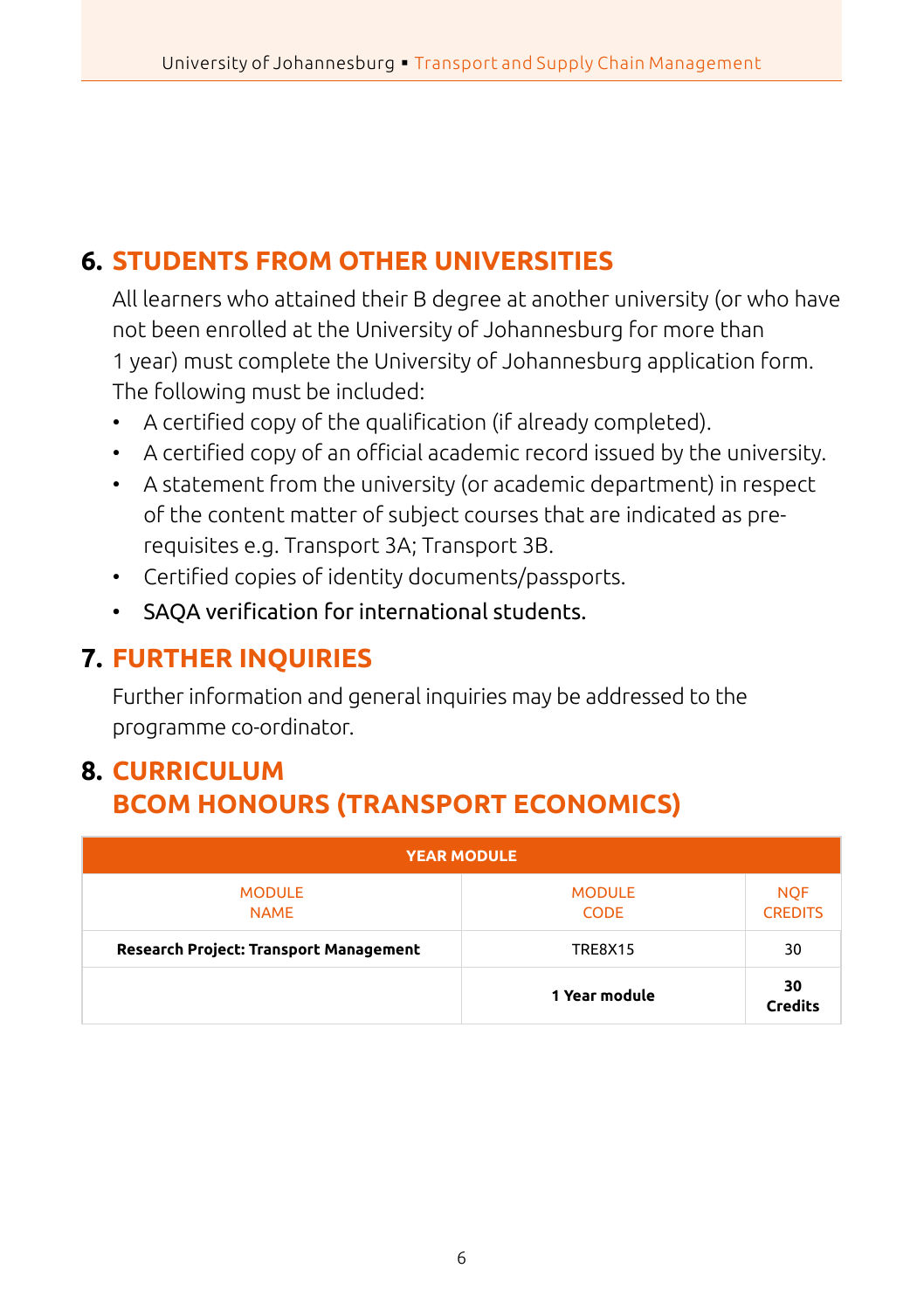## 6. STUDENTS FROM OTHER UNIVERSITIES

All learners who attained their B degree at another university (or who have not been enrolled at the University of Johannesburg for more than 1 year) must complete the University of Johannesburg application form. The following must be included:

- A certified copy of the qualification (if already completed).
- A certified copy of an official academic record issued by the university.
- A statement from the university (or academic department) in respect of the content matter of subject courses that are indicated as pre-requisites e.g. Transport 3A; Transport 3B.
- Certified copies of identity documents/passports.
- SAQA verification for international students.

## 7. FURTHER INQUIRIES

Further information and general inquiries may be addressed to the programme co-ordinator.

## 8. CURRICULUM
## BCOM HONOURS (TRANSPORT ECONOMICS)

| YEAR MODULE | | |
|---|---|---|
| MODULE NAME | MODULE CODE | NQF CREDITS |
| **Research Project: Transport Management** | TRE8X15 | 30 |
| | **1 Year module** | **30 Credits** |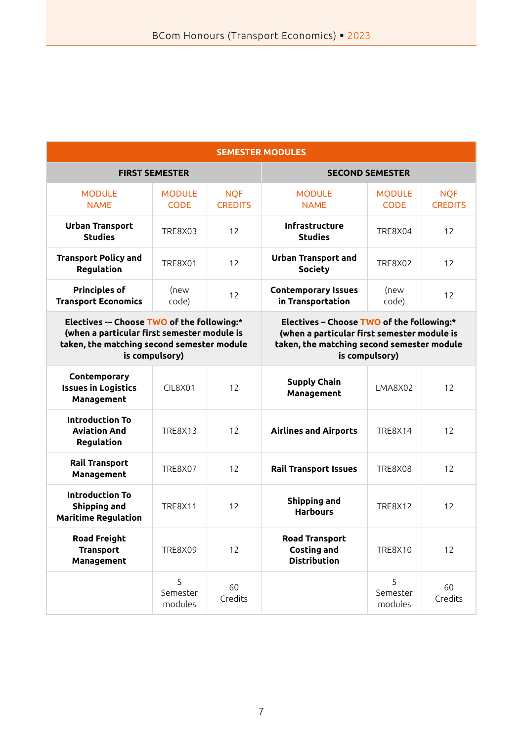| SEMESTER MODULES | | | | | |
|---|---|---|---|---|---|
| **FIRST SEMESTER** | | | **SECOND SEMESTER** | | |
| MODULE NAME | MODULE CODE | NQF CREDITS | MODULE NAME | MODULE CODE | NQF CREDITS |
| **Urban Transport Studies** | TRE8X03 | 12 | **Infrastructure Studies** | TRE8X04 | 12 |
| **Transport Policy and Regulation** | TRE8X01 | 12 | **Urban Transport and Society** | TRE8X02 | 12 |
| **Principles of Transport Economics** | (new code) | 12 | **Contemporary Issues in Transportation** | (new code) | 12 |
| **Electives -– Choose TWO of the following:* (when a particular first semester module is taken, the matching second semester module is compulsory)** | | | **Electives – Choose TWO of the following:* (when a particular first semester module is taken, the matching second semester module is compulsory)** | | |
| **Contemporary Issues in Logistics Management** | CIL8X01 | 12 | **Supply Chain Management** | LMA8X02 | 12 |
| **Introduction To Aviation And Regulation** | TRE8X13 | 12 | **Airlines and Airports** | TRE8X14 | 12 |
| **Rail Transport Management** | TRE8X07 | 12 | **Rail Transport Issues** | TRE8X08 | 12 |
| **Introduction To Shipping and Maritime Regulation** | TRE8X11 | 12 | **Shipping and Harbours** | TRE8X12 | 12 |
| **Road Freight Transport Management** | TRE8X09 | 12 | **Road Transport Costing and Distribution** | TRE8X10 | 12 |
| | 5 Semester modules | 60 Credits | | 5 Semester modules | 60 Credits |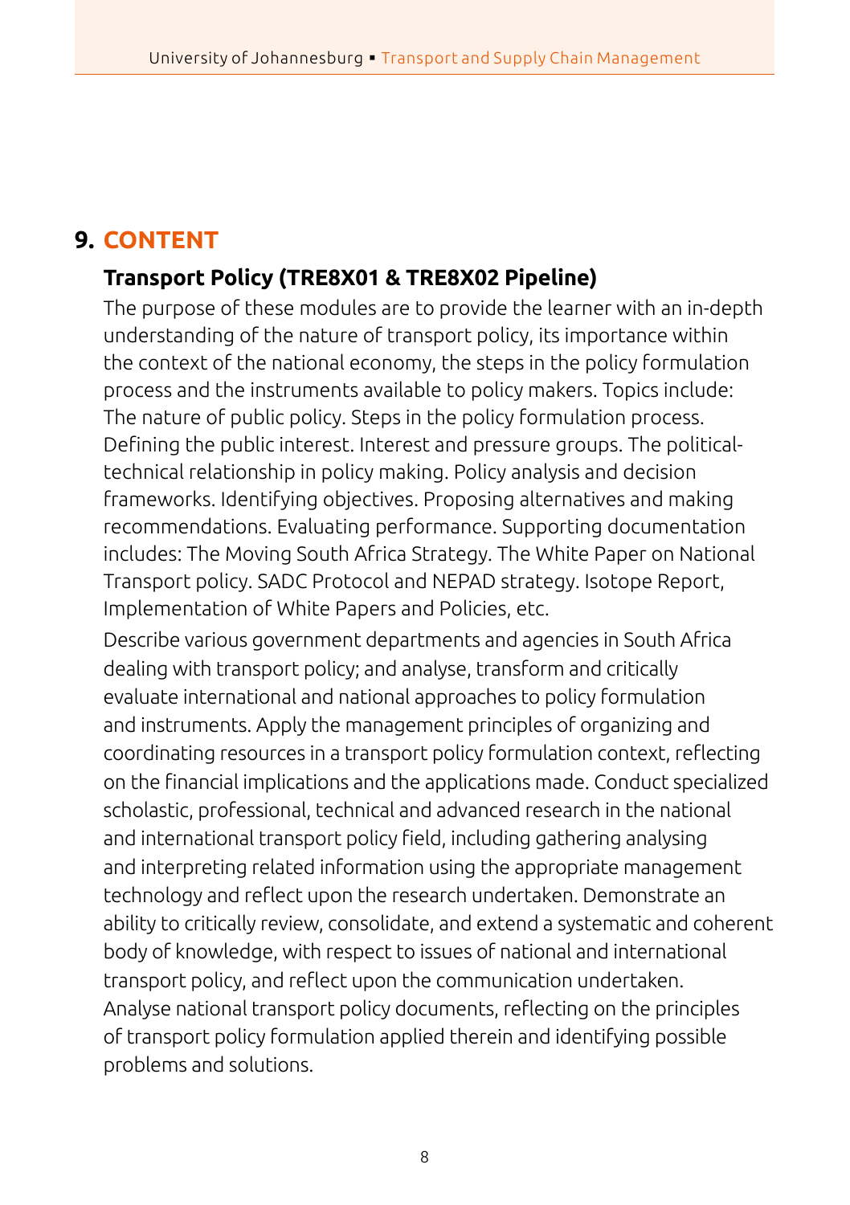## 9. CONTENT

### Transport Policy (TRE8X01 & TRE8X02 Pipeline)

The purpose of these modules are to provide the learner with an in-depth understanding of the nature of transport policy, its importance within the context of the national economy, the steps in the policy formulation process and the instruments available to policy makers. Topics include: The nature of public policy. Steps in the policy formulation process. Defining the public interest. Interest and pressure groups. The political-technical relationship in policy making. Policy analysis and decision frameworks. Identifying objectives. Proposing alternatives and making recommendations. Evaluating performance. Supporting documentation includes: The Moving South Africa Strategy. The White Paper on National Transport policy. SADC Protocol and NEPAD strategy. Isotope Report, Implementation of White Papers and Policies, etc.

Describe various government departments and agencies in South Africa dealing with transport policy; and analyse, transform and critically evaluate international and national approaches to policy formulation and instruments. Apply the management principles of organizing and coordinating resources in a transport policy formulation context, reflecting on the financial implications and the applications made. Conduct specialized scholastic, professional, technical and advanced research in the national and international transport policy field, including gathering analysing and interpreting related information using the appropriate management technology and reflect upon the research undertaken. Demonstrate an ability to critically review, consolidate, and extend a systematic and coherent body of knowledge, with respect to issues of national and international transport policy, and reflect upon the communication undertaken. Analyse national transport policy documents, reflecting on the principles of transport policy formulation applied therein and identifying possible problems and solutions.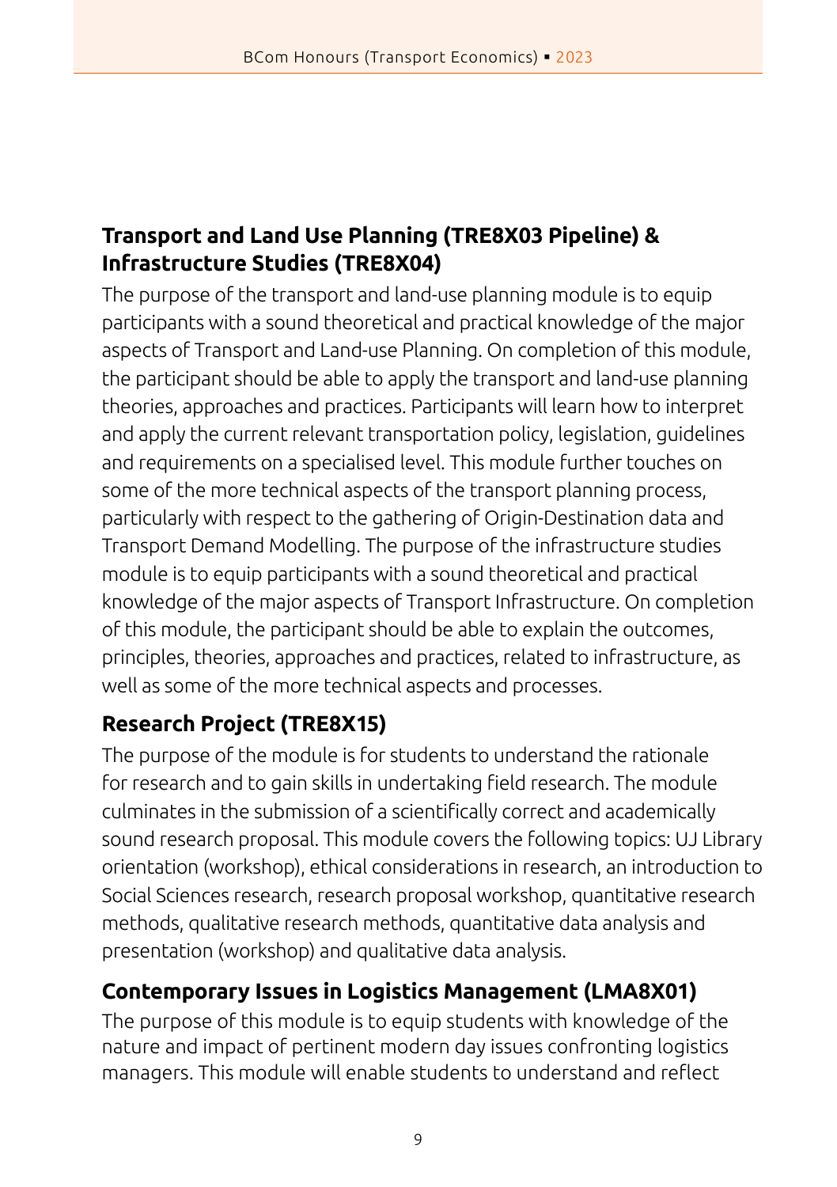## Transport and Land Use Planning (TRE8X03 Pipeline) & Infrastructure Studies (TRE8X04)

The purpose of the transport and land-use planning module is to equip participants with a sound theoretical and practical knowledge of the major aspects of Transport and Land-use Planning. On completion of this module, the participant should be able to apply the transport and land-use planning theories, approaches and practices. Participants will learn how to interpret and apply the current relevant transportation policy, legislation, guidelines and requirements on a specialised level. This module further touches on some of the more technical aspects of the transport planning process, particularly with respect to the gathering of Origin-Destination data and Transport Demand Modelling. The purpose of the infrastructure studies module is to equip participants with a sound theoretical and practical knowledge of the major aspects of Transport Infrastructure. On completion of this module, the participant should be able to explain the outcomes, principles, theories, approaches and practices, related to infrastructure, as well as some of the more technical aspects and processes.

## Research Project (TRE8X15)

The purpose of the module is for students to understand the rationale for research and to gain skills in undertaking field research. The module culminates in the submission of a scientifically correct and academically sound research proposal. This module covers the following topics: UJ Library orientation (workshop), ethical considerations in research, an introduction to Social Sciences research, research proposal workshop, quantitative research methods, qualitative research methods, quantitative data analysis and presentation (workshop) and qualitative data analysis.

## Contemporary Issues in Logistics Management (LMA8X01)

The purpose of this module is to equip students with knowledge of the nature and impact of pertinent modern day issues confronting logistics managers. This module will enable students to understand and reflect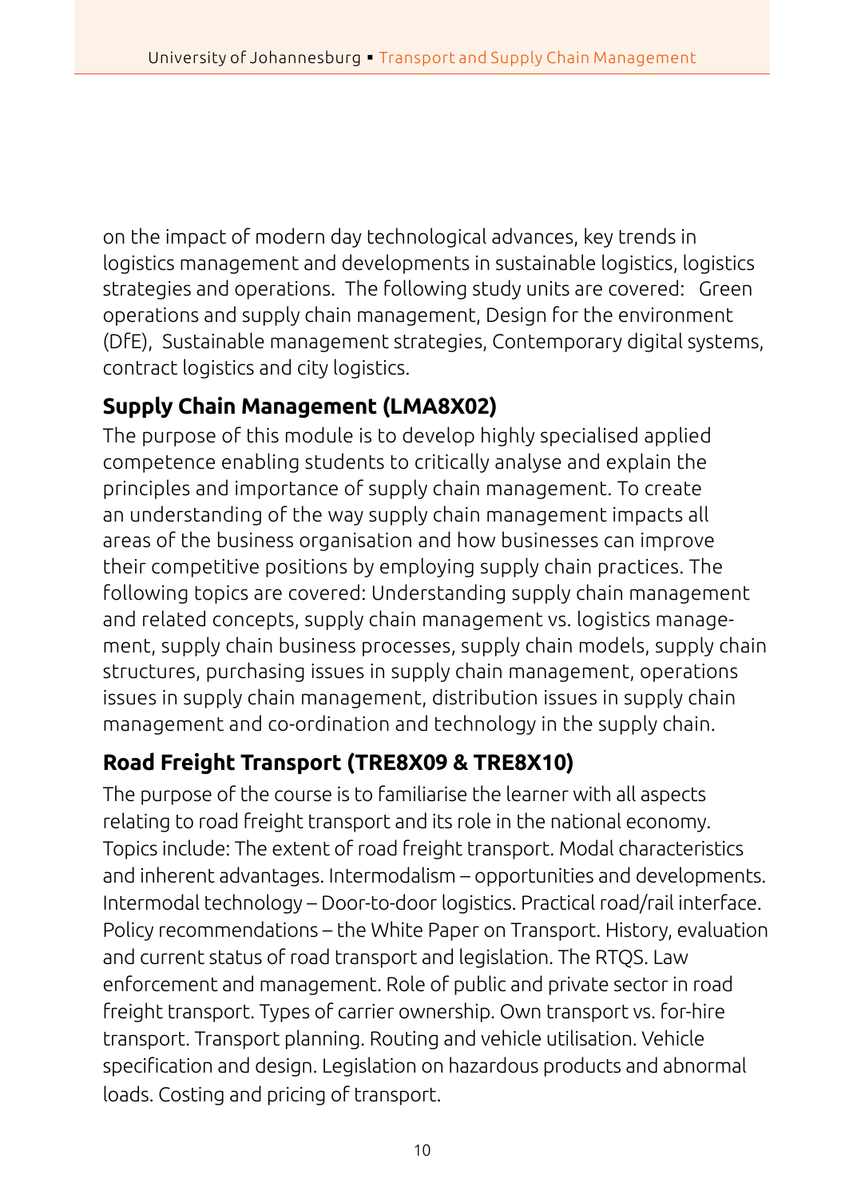on the impact of modern day technological advances, key trends in logistics management and developments in sustainable logistics, logistics strategies and operations. The following study units are covered: Green operations and supply chain management, Design for the environment (DfE), Sustainable management strategies, Contemporary digital systems, contract logistics and city logistics.

## Supply Chain Management (LMA8X02)

The purpose of this module is to develop highly specialised applied competence enabling students to critically analyse and explain the principles and importance of supply chain management. To create an understanding of the way supply chain management impacts all areas of the business organisation and how businesses can improve their competitive positions by employing supply chain practices. The following topics are covered: Understanding supply chain management and related concepts, supply chain management vs. logistics management, supply chain business processes, supply chain models, supply chain structures, purchasing issues in supply chain management, operations issues in supply chain management, distribution issues in supply chain management and co-ordination and technology in the supply chain.

## Road Freight Transport (TRE8X09 & TRE8X10)

The purpose of the course is to familiarise the learner with all aspects relating to road freight transport and its role in the national economy. Topics include: The extent of road freight transport. Modal characteristics and inherent advantages. Intermodalism – opportunities and developments. Intermodal technology – Door-to-door logistics. Practical road/rail interface. Policy recommendations – the White Paper on Transport. History, evaluation and current status of road transport and legislation. The RTQS. Law enforcement and management. Role of public and private sector in road freight transport. Types of carrier ownership. Own transport vs. for-hire transport. Transport planning. Routing and vehicle utilisation. Vehicle specification and design. Legislation on hazardous products and abnormal loads. Costing and pricing of transport.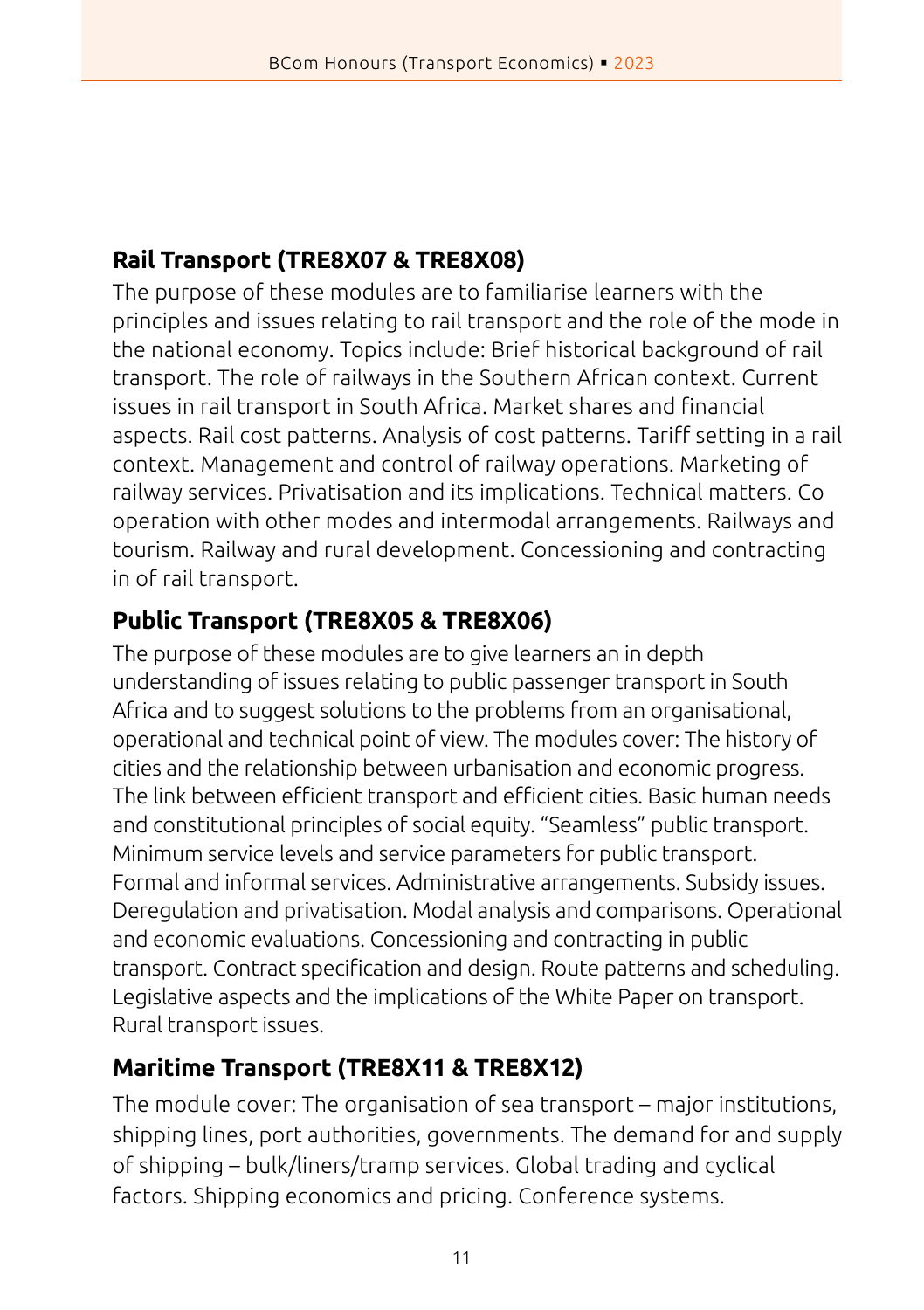### Rail Transport (TRE8X07 & TRE8X08)

The purpose of these modules are to familiarise learners with the principles and issues relating to rail transport and the role of the mode in the national economy. Topics include: Brief historical background of rail transport. The role of railways in the Southern African context. Current issues in rail transport in South Africa. Market shares and financial aspects. Rail cost patterns. Analysis of cost patterns. Tariff setting in a rail context. Management and control of railway operations. Marketing of railway services. Privatisation and its implications. Technical matters. Co operation with other modes and intermodal arrangements. Railways and tourism. Railway and rural development. Concessioning and contracting in of rail transport.

### Public Transport (TRE8X05 & TRE8X06)

The purpose of these modules are to give learners an in depth understanding of issues relating to public passenger transport in South Africa and to suggest solutions to the problems from an organisational, operational and technical point of view. The modules cover: The history of cities and the relationship between urbanisation and economic progress. The link between efficient transport and efficient cities. Basic human needs and constitutional principles of social equity. "Seamless" public transport. Minimum service levels and service parameters for public transport. Formal and informal services. Administrative arrangements. Subsidy issues. Deregulation and privatisation. Modal analysis and comparisons. Operational and economic evaluations. Concessioning and contracting in public transport. Contract specification and design. Route patterns and scheduling. Legislative aspects and the implications of the White Paper on transport. Rural transport issues.

### Maritime Transport (TRE8X11 & TRE8X12)

The module cover: The organisation of sea transport – major institutions, shipping lines, port authorities, governments. The demand for and supply of shipping – bulk/liners/tramp services. Global trading and cyclical factors. Shipping economics and pricing. Conference systems.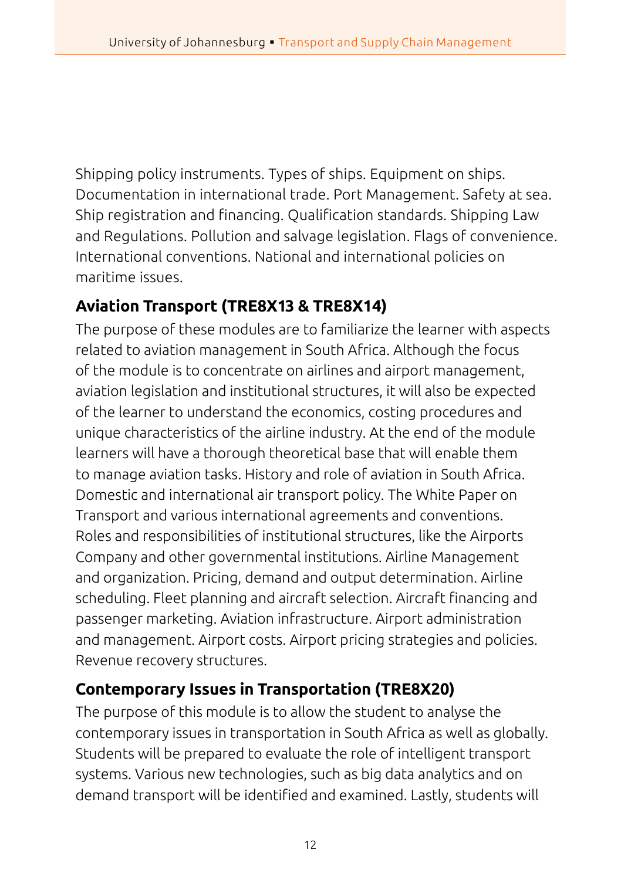Shipping policy instruments. Types of ships. Equipment on ships. Documentation in international trade. Port Management. Safety at sea. Ship registration and financing. Qualification standards. Shipping Law and Regulations. Pollution and salvage legislation. Flags of convenience. International conventions. National and international policies on maritime issues.

### Aviation Transport (TRE8X13 & TRE8X14)

The purpose of these modules are to familiarize the learner with aspects related to aviation management in South Africa. Although the focus of the module is to concentrate on airlines and airport management, aviation legislation and institutional structures, it will also be expected of the learner to understand the economics, costing procedures and unique characteristics of the airline industry. At the end of the module learners will have a thorough theoretical base that will enable them to manage aviation tasks. History and role of aviation in South Africa. Domestic and international air transport policy. The White Paper on Transport and various international agreements and conventions. Roles and responsibilities of institutional structures, like the Airports Company and other governmental institutions. Airline Management and organization. Pricing, demand and output determination. Airline scheduling. Fleet planning and aircraft selection. Aircraft financing and passenger marketing. Aviation infrastructure. Airport administration and management. Airport costs. Airport pricing strategies and policies. Revenue recovery structures.

### Contemporary Issues in Transportation (TRE8X20)

The purpose of this module is to allow the student to analyse the contemporary issues in transportation in South Africa as well as globally. Students will be prepared to evaluate the role of intelligent transport systems. Various new technologies, such as big data analytics and on demand transport will be identified and examined. Lastly, students will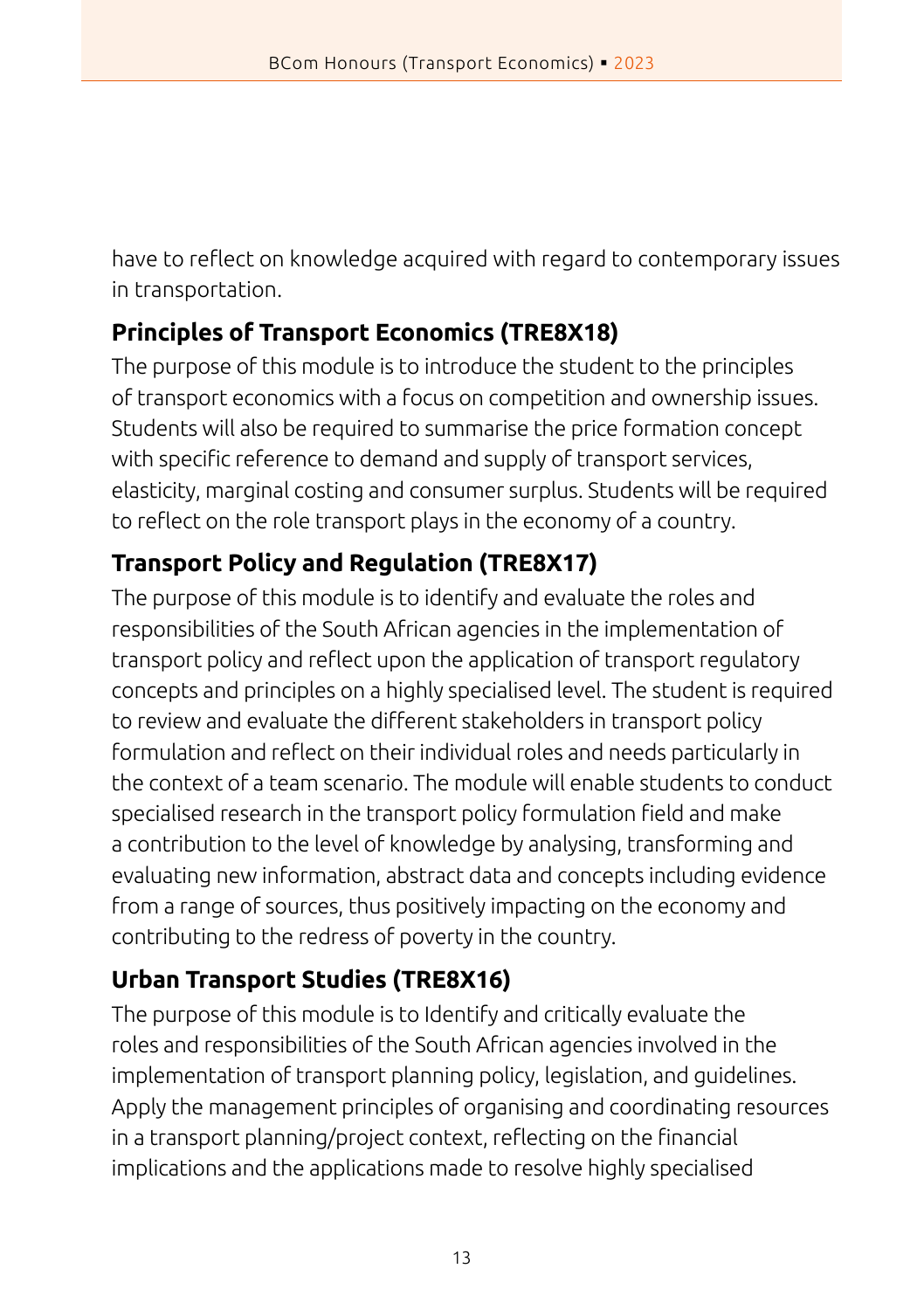have to reflect on knowledge acquired with regard to contemporary issues in transportation.

### Principles of Transport Economics (TRE8X18)

The purpose of this module is to introduce the student to the principles of transport economics with a focus on competition and ownership issues. Students will also be required to summarise the price formation concept with specific reference to demand and supply of transport services, elasticity, marginal costing and consumer surplus. Students will be required to reflect on the role transport plays in the economy of a country.

### Transport Policy and Regulation (TRE8X17)

The purpose of this module is to identify and evaluate the roles and responsibilities of the South African agencies in the implementation of transport policy and reflect upon the application of transport regulatory concepts and principles on a highly specialised level. The student is required to review and evaluate the different stakeholders in transport policy formulation and reflect on their individual roles and needs particularly in the context of a team scenario. The module will enable students to conduct specialised research in the transport policy formulation field and make a contribution to the level of knowledge by analysing, transforming and evaluating new information, abstract data and concepts including evidence from a range of sources, thus positively impacting on the economy and contributing to the redress of poverty in the country.

### Urban Transport Studies (TRE8X16)

The purpose of this module is to Identify and critically evaluate the roles and responsibilities of the South African agencies involved in the implementation of transport planning policy, legislation, and guidelines. Apply the management principles of organising and coordinating resources in a transport planning/project context, reflecting on the financial implications and the applications made to resolve highly specialised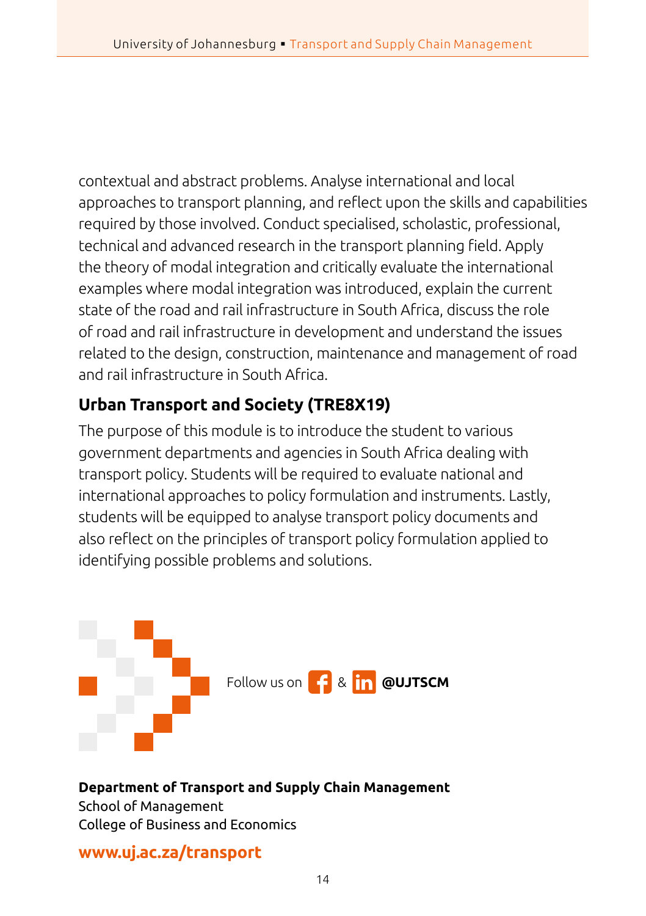contextual and abstract problems. Analyse international and local approaches to transport planning, and reflect upon the skills and capabilities required by those involved. Conduct specialised, scholastic, professional, technical and advanced research in the transport planning field. Apply the theory of modal integration and critically evaluate the international examples where modal integration was introduced, explain the current state of the road and rail infrastructure in South Africa, discuss the role of road and rail infrastructure in development and understand the issues related to the design, construction, maintenance and management of road and rail infrastructure in South Africa.

## Urban Transport and Society (TRE8X19)

The purpose of this module is to introduce the student to various government departments and agencies in South Africa dealing with transport policy. Students will be required to evaluate national and international approaches to policy formulation and instruments. Lastly, students will be equipped to analyse transport policy documents and also reflect on the principles of transport policy formulation applied to identifying possible problems and solutions.

Follow us on & **@UJTSCM**

**Department of Transport and Supply Chain Management**
School of Management
College of Business and Economics

**www.uj.ac.za/transport**